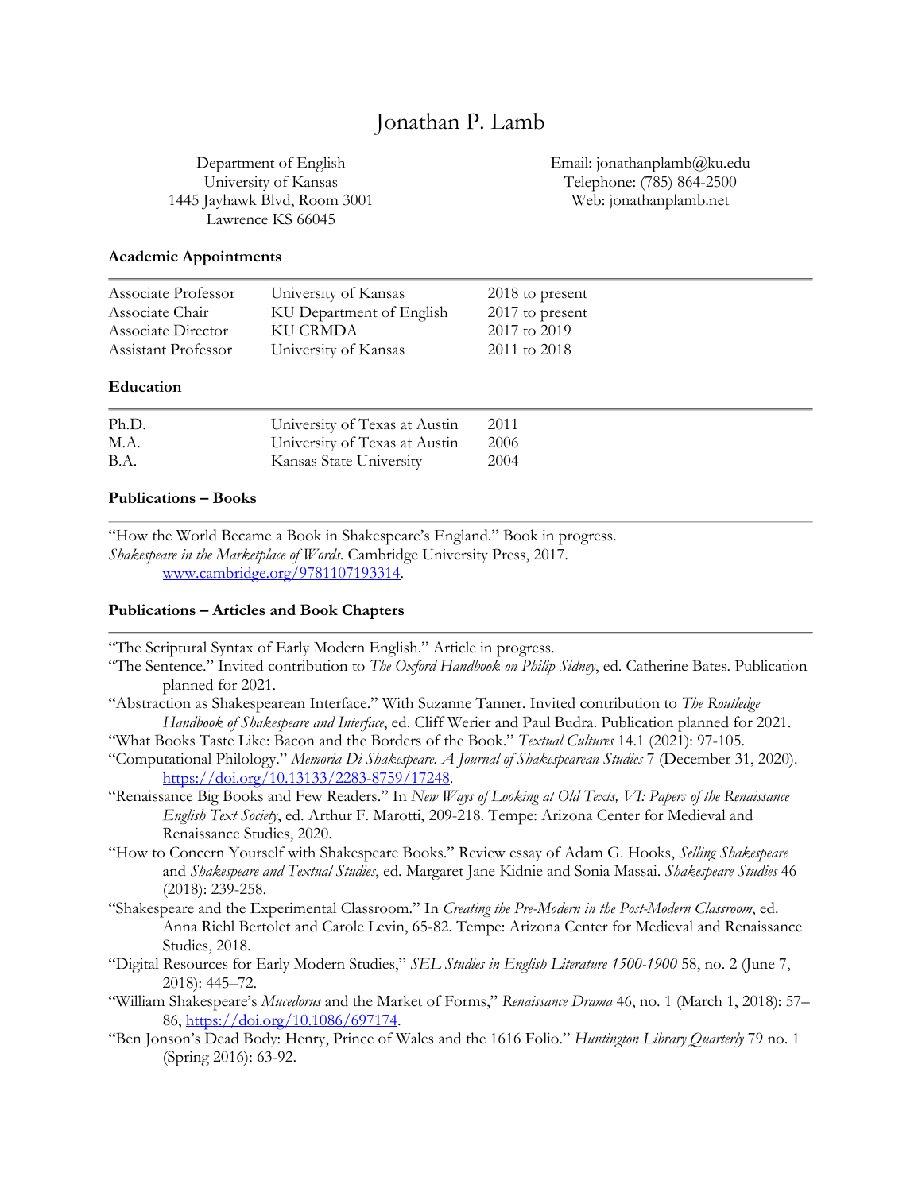# Jonathan P. Lamb

Department of English
University of Kansas
1445 Jayhawk Blvd, Room 3001
Lawrence KS 66045

Email: jonathanplamb@ku.edu
Telephone: (785) 864-2500
Web: jonathanplamb.net

### Academic Appointments

| | | |
|---|---|---|
| Associate Professor | University of Kansas | 2018 to present |
| Associate Chair | KU Department of English | 2017 to present |
| Associate Director | KU CRMDA | 2017 to 2019 |
| Assistant Professor | University of Kansas | 2011 to 2018 |

### Education

| | | |
|---|---|---|
| Ph.D. | University of Texas at Austin | 2011 |
| M.A. | University of Texas at Austin | 2006 |
| B.A. | Kansas State University | 2004 |

### Publications – Books

"How the World Became a Book in Shakespeare's England." Book in progress.

*Shakespeare in the Marketplace of Words*. Cambridge University Press, 2017. [www.cambridge.org/9781107193314](www.cambridge.org/9781107193314).

### Publications – Articles and Book Chapters

"The Scriptural Syntax of Early Modern English." Article in progress.

"The Sentence." Invited contribution to *The Oxford Handbook on Philip Sidney*, ed. Catherine Bates. Publication planned for 2021.

"Abstraction as Shakespearean Interface." With Suzanne Tanner. Invited contribution to *The Routledge Handbook of Shakespeare and Interface*, ed. Cliff Werier and Paul Budra. Publication planned for 2021.

"What Books Taste Like: Bacon and the Borders of the Book." *Textual Cultures* 14.1 (2021): 97-105.

"Computational Philology." *Memoria Di Shakespeare. A Journal of Shakespearean Studies* 7 (December 31, 2020). [https://doi.org/10.13133/2283-8759/17248](https://doi.org/10.13133/2283-8759/17248).

"Renaissance Big Books and Few Readers." In *New Ways of Looking at Old Texts, VI: Papers of the Renaissance English Text Society*, ed. Arthur F. Marotti, 209-218. Tempe: Arizona Center for Medieval and Renaissance Studies, 2020.

"How to Concern Yourself with Shakespeare Books." Review essay of Adam G. Hooks, *Selling Shakespeare* and *Shakespeare and Textual Studies*, ed. Margaret Jane Kidnie and Sonia Massai. *Shakespeare Studies* 46 (2018): 239-258.

"Shakespeare and the Experimental Classroom." In *Creating the Pre-Modern in the Post-Modern Classroom*, ed. Anna Riehl Bertolet and Carole Levin, 65-82. Tempe: Arizona Center for Medieval and Renaissance Studies, 2018.

"Digital Resources for Early Modern Studies," *SEL Studies in English Literature 1500-1900* 58, no. 2 (June 7, 2018): 445–472.

"William Shakespeare's *Mucedorus* and the Market of Forms," *Renaissance Drama* 46, no. 1 (March 1, 2018): 57–86, [https://doi.org/10.1086/697174](https://doi.org/10.1086/697174).

"Ben Jonson's Dead Body: Henry, Prince of Wales and the 1616 Folio." *Huntington Library Quarterly* 79 no. 1 (Spring 2016): 63-92.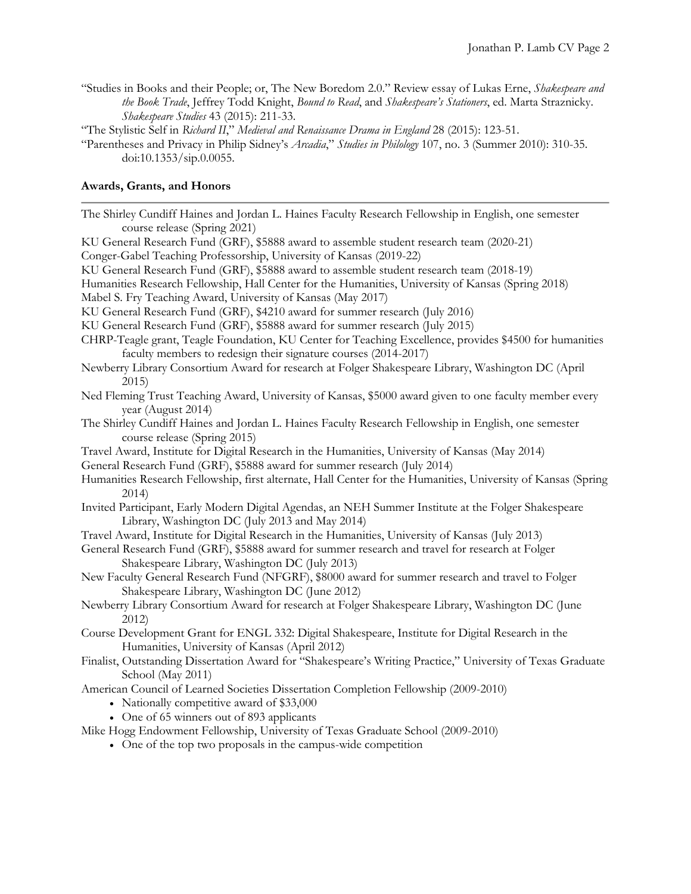"Studies in Books and their People; or, The New Boredom 2.0." Review essay of Lukas Erne, *Shakespeare and the Book Trade*, Jeffrey Todd Knight, *Bound to Read*, and *Shakespeare's Stationers*, ed. Marta Straznicky. *Shakespeare Studies* 43 (2015): 211-33.

"The Stylistic Self in *Richard II*," *Medieval and Renaissance Drama in England* 28 (2015): 123-51.

"Parentheses and Privacy in Philip Sidney's *Arcadia*," *Studies in Philology* 107, no. 3 (Summer 2010): 310-35. doi:10.1353/sip.0.0055.

**Awards, Grants, and Honors**

The Shirley Cundiff Haines and Jordan L. Haines Faculty Research Fellowship in English, one semester course release (Spring 2021)

KU General Research Fund (GRF), $5888 award to assemble student research team (2020-21)

Conger-Gabel Teaching Professorship, University of Kansas (2019-22)

KU General Research Fund (GRF), $5888 award to assemble student research team (2018-19)

Humanities Research Fellowship, Hall Center for the Humanities, University of Kansas (Spring 2018)

Mabel S. Fry Teaching Award, University of Kansas (May 2017)

KU General Research Fund (GRF), $4210 award for summer research (July 2016)

KU General Research Fund (GRF), $5888 award for summer research (July 2015)

CHRP-Teagle grant, Teagle Foundation, KU Center for Teaching Excellence, provides $4500 for humanities faculty members to redesign their signature courses (2014-2017)

Newberry Library Consortium Award for research at Folger Shakespeare Library, Washington DC (April 2015)

Ned Fleming Trust Teaching Award, University of Kansas, $5000 award given to one faculty member every year (August 2014)

The Shirley Cundiff Haines and Jordan L. Haines Faculty Research Fellowship in English, one semester course release (Spring 2015)

Travel Award, Institute for Digital Research in the Humanities, University of Kansas (May 2014)

General Research Fund (GRF), $5888 award for summer research (July 2014)

Humanities Research Fellowship, first alternate, Hall Center for the Humanities, University of Kansas (Spring 2014)

Invited Participant, Early Modern Digital Agendas, an NEH Summer Institute at the Folger Shakespeare Library, Washington DC (July 2013 and May 2014)

Travel Award, Institute for Digital Research in the Humanities, University of Kansas (July 2013)

General Research Fund (GRF), $5888 award for summer research and travel for research at Folger Shakespeare Library, Washington DC (July 2013)

New Faculty General Research Fund (NFGRF), $8000 award for summer research and travel to Folger Shakespeare Library, Washington DC (June 2012)

Newberry Library Consortium Award for research at Folger Shakespeare Library, Washington DC (June 2012)

Course Development Grant for ENGL 332: Digital Shakespeare, Institute for Digital Research in the Humanities, University of Kansas (April 2012)

Finalist, Outstanding Dissertation Award for "Shakespeare's Writing Practice," University of Texas Graduate School (May 2011)

American Council of Learned Societies Dissertation Completion Fellowship (2009-2010)

- Nationally competitive award of $33,000
- One of 65 winners out of 893 applicants

Mike Hogg Endowment Fellowship, University of Texas Graduate School (2009-2010)

- One of the top two proposals in the campus-wide competition